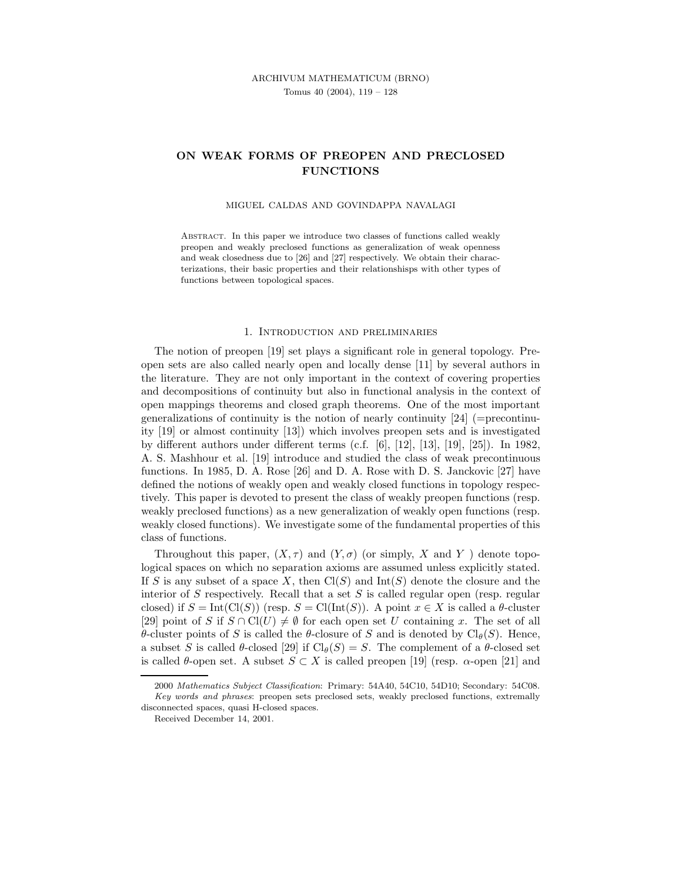# ON WEAK FORMS OF PREOPEN AND PRECLOSED FUNCTIONS

MIGUEL CALDAS AND GOVINDAPPA NAVALAGI

Abstract. In this paper we introduce two classes of functions called weakly preopen and weakly preclosed functions as generalization of weak openness and weak closedness due to [26] and [27] respectively. We obtain their characterizations, their basic properties and their relationshisps with other types of functions between topological spaces.

## 1. Introduction and preliminaries

The notion of preopen [19] set plays a significant role in general topology. Preopen sets are also called nearly open and locally dense [11] by several authors in the literature. They are not only important in the context of covering properties and decompositions of continuity but also in functional analysis in the context of open mappings theorems and closed graph theorems. One of the most important generalizations of continuity is the notion of nearly continuity [24] (=precontinuity [19] or almost continuity [13]) which involves preopen sets and is investigated by different authors under different terms (c.f. [6], [12], [13], [19], [25]). In 1982, A. S. Mashhour et al. [19] introduce and studied the class of weak precontinuous functions. In 1985, D. A. Rose [26] and D. A. Rose with D. S. Janckovic [27] have defined the notions of weakly open and weakly closed functions in topology respectively. This paper is devoted to present the class of weakly preopen functions (resp. weakly preclosed functions) as a new generalization of weakly open functions (resp. weakly closed functions). We investigate some of the fundamental properties of this class of functions.

Throughout this paper, $(X, \tau)$ and $(Y, \sigma)$ (or simply, $X$ and $Y$ ) denote topological spaces on which no separation axioms are assumed unless explicitly stated. If $S$ is any subset of a space $X$, then $\mathrm{Cl}(S)$ and $\mathrm{Int}(S)$ denote the closure and the interior of $S$ respectively. Recall that a set $S$ is called regular open (resp. regular closed) if $S = \mathrm{Int}(\mathrm{Cl}(S))$ (resp. $S = \mathrm{Cl}(\mathrm{Int}(S))$. A point $x \in X$ is called a $\theta$-cluster [29] point of $S$ if $S \cap \mathrm{Cl}(U) \neq \emptyset$ for each open set $U$ containing $x$. The set of all $\theta$-cluster points of $S$ is called the $\theta$-closure of $S$ and is denoted by $\mathrm{Cl}_\theta(S)$. Hence, a subset $S$ is called $\theta$-closed [29] if $\mathrm{Cl}_\theta(S) = S$. The complement of a $\theta$-closed set is called $\theta$-open set. A subset $S \subset X$ is called preopen [19] (resp. $\alpha$-open [21] and

2000 *Mathematics Subject Classification*: Primary: 54A40, 54C10, 54D10; Secondary: 54C08.
*Key words and phrases*: preopen sets preclosed sets, weakly preclosed functions, extremally disconnected spaces, quasi H-closed spaces.

Received December 14, 2001.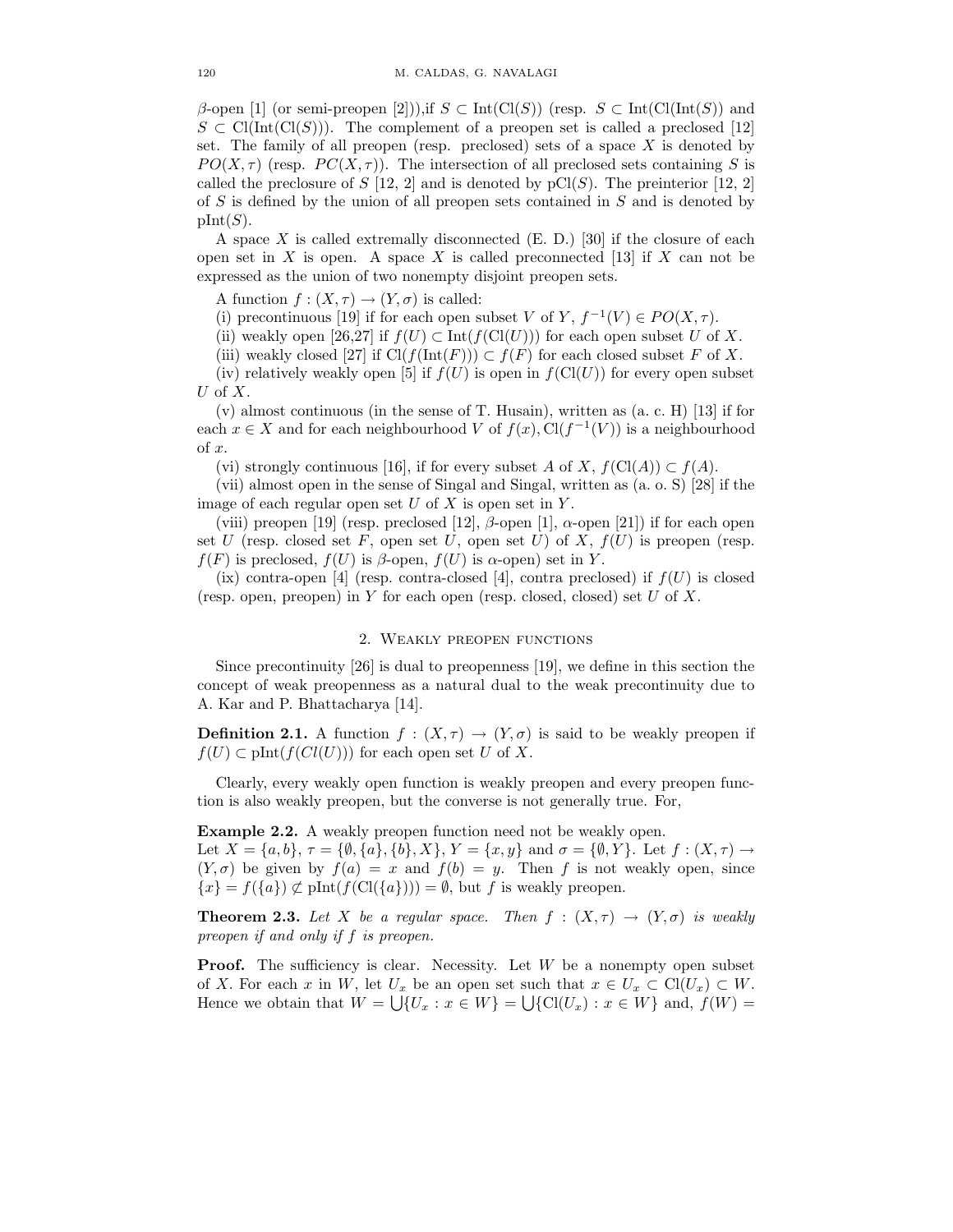$\beta$-open [1] (or semi-preopen [2])),if $S \subset \mathrm{Int}(\mathrm{Cl}(S))$ (resp. $S \subset \mathrm{Int}(\mathrm{Cl}(\mathrm{Int}(S))$ and $S \subset \mathrm{Cl}(\mathrm{Int}(\mathrm{Cl}(S)))$. The complement of a preopen set is called a preclosed [12] set. The family of all preopen (resp. preclosed) sets of a space $X$ is denoted by $PO(X,\tau)$ (resp. $PC(X,\tau)$). The intersection of all preclosed sets containing $S$ is called the preclosure of $S$ [12, 2] and is denoted by $\mathrm{pCl}(S)$. The preinterior [12, 2] of $S$ is defined by the union of all preopen sets contained in $S$ and is denoted by $\mathrm{pInt}(S)$.

A space $X$ is called extremally disconnected (E. D.) [30] if the closure of each open set in $X$ is open. A space $X$ is called preconnected [13] if $X$ can not be expressed as the union of two nonempty disjoint preopen sets.

A function $f : (X,\tau) \to (Y,\sigma)$ is called:

(i) precontinuous [19] if for each open subset $V$ of $Y$, $f^{-1}(V) \in PO(X,\tau)$.

(ii) weakly open [26,27] if $f(U) \subset \mathrm{Int}(f(\mathrm{Cl}(U)))$ for each open subset $U$ of $X$.

(iii) weakly closed [27] if $\mathrm{Cl}(f(\mathrm{Int}(F))) \subset f(F)$ for each closed subset $F$ of $X$.

(iv) relatively weakly open [5] if $f(U)$ is open in $f(\mathrm{Cl}(U))$ for every open subset $U$ of $X$.

(v) almost continuous (in the sense of T. Husain), written as (a. c. H) [13] if for each $x \in X$ and for each neighbourhood $V$ of $f(x), \mathrm{Cl}(f^{-1}(V))$ is a neighbourhood of $x$.

(vi) strongly continuous [16], if for every subset $A$ of $X$, $f(\mathrm{Cl}(A)) \subset f(A)$.

(vii) almost open in the sense of Singal and Singal, written as (a. o. S) [28] if the image of each regular open set $U$ of $X$ is open set in $Y$.

(viii) preopen [19] (resp. preclosed [12], $\beta$-open [1], $\alpha$-open [21]) if for each open set $U$ (resp. closed set $F$, open set $U$, open set $U$) of $X$, $f(U)$ is preopen (resp. $f(F)$ is preclosed, $f(U)$ is $\beta$-open, $f(U)$ is $\alpha$-open) set in $Y$.

(ix) contra-open [4] (resp. contra-closed [4], contra preclosed) if $f(U)$ is closed (resp. open, preopen) in $Y$ for each open (resp. closed, closed) set $U$ of $X$.

## 2. Weakly preopen functions

Since precontinuity [26] is dual to preopenness [19], we define in this section the concept of weak preopenness as a natural dual to the weak precontinuity due to A. Kar and P. Bhattacharya [14].

**Definition 2.1.** A function $f : (X,\tau) \to (Y,\sigma)$ is said to be weakly preopen if $f(U) \subset \mathrm{pInt}(f(Cl(U)))$ for each open set $U$ of $X$.

Clearly, every weakly open function is weakly preopen and every preopen function is also weakly preopen, but the converse is not generally true. For,

**Example 2.2.** A weakly preopen function need not be weakly open.
Let $X = \{a,b\}$, $\tau = \{\emptyset, \{a\}, \{b\}, X\}$, $Y = \{x,y\}$ and $\sigma = \{\emptyset, Y\}$. Let $f : (X,\tau) \to (Y,\sigma)$ be given by $f(a) = x$ and $f(b) = y$. Then $f$ is not weakly open, since $\{x\} = f(\{a\}) \not\subset \mathrm{pInt}(f(\mathrm{Cl}(\{a\}))) = \emptyset$, but $f$ is weakly preopen.

**Theorem 2.3.** *Let $X$ be a regular space. Then $f : (X,\tau) \to (Y,\sigma)$ is weakly preopen if and only if $f$ is preopen.*

**Proof.** The sufficiency is clear. Necessity. Let $W$ be a nonempty open subset of $X$. For each $x$ in $W$, let $U_x$ be an open set such that $x \in U_x \subset \mathrm{Cl}(U_x) \subset W$. Hence we obtain that $W = \bigcup\{U_x : x \in W\} = \bigcup\{\mathrm{Cl}(U_x) : x \in W\}$ and, $f(W) =$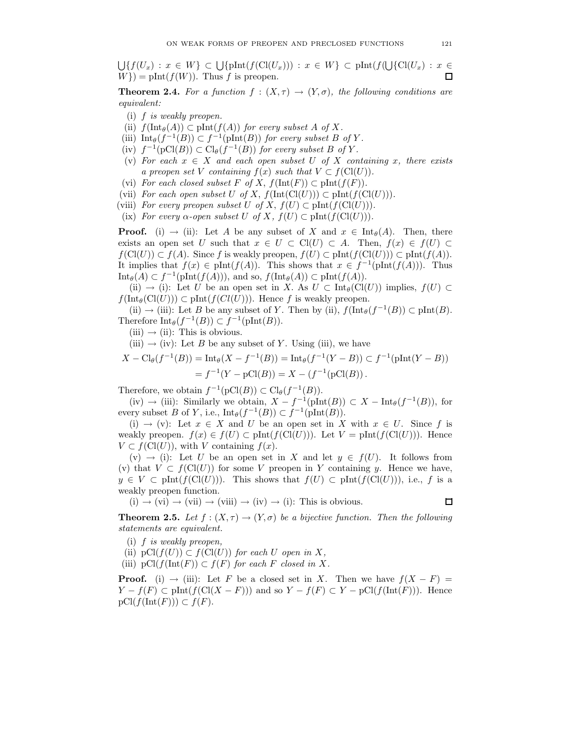$\bigcup\{f(U_x) : x \in W\} \subset \bigcup\{\text{pInt}(f(\text{Cl}(U_x))) : x \in W\} \subset \text{pInt}(f(\bigcup\{\text{Cl}(U_x) : x \in W\}) = \text{pInt}(f(W))$. Thus $f$ is preopen. ☐

**Theorem 2.4.** *For a function $f : (X, \tau) \to (Y, \sigma)$, the following conditions are equivalent:*

(i) *$f$ is weakly preopen.*

(ii) *$f(\text{Int}_\theta(A)) \subset \text{pInt}(f(A))$ for every subset $A$ of $X$.*

(iii) *$\text{Int}_\theta(f^{-1}(B)) \subset f^{-1}(\text{pInt}(B))$ for every subset $B$ of $Y$.*

(iv) *$f^{-1}(\text{pCl}(B)) \subset \text{Cl}_\theta(f^{-1}(B))$ for every subset $B$ of $Y$.*

(v) *For each $x \in X$ and each open subset $U$ of $X$ containing $x$, there exists a preopen set $V$ containing $f(x)$ such that $V \subset f(\text{Cl}(U))$.*

(vi) *For each closed subset $F$ of $X$, $f(\text{Int}(F)) \subset \text{pInt}(f(F))$.*

(vii) *For each open subset $U$ of $X$, $f(\text{Int}(\text{Cl}(U))) \subset \text{pInt}(f(\text{Cl}(U)))$.*

(viii) *For every preopen subset $U$ of $X$, $f(U) \subset \text{pInt}(f(\text{Cl}(U)))$.*

(ix) *For every $\alpha$-open subset $U$ of $X$, $f(U) \subset \text{pInt}(f(\text{Cl}(U)))$.*

**Proof.** (i) $\to$ (ii): Let $A$ be any subset of $X$ and $x \in \text{Int}_\theta(A)$. Then, there exists an open set $U$ such that $x \in U \subset \text{Cl}(U) \subset A$. Then, $f(x) \in f(U) \subset f(\text{Cl}(U)) \subset f(A)$. Since $f$ is weakly preopen, $f(U) \subset \text{pInt}(f(\text{Cl}(U))) \subset \text{pInt}(f(A))$. It implies that $f(x) \in \text{pInt}(f(A))$. This shows that $x \in f^{-1}(\text{pInt}(f(A)))$. Thus $\text{Int}_\theta(A) \subset f^{-1}(\text{pInt}(f(A)))$, and so, $f(\text{Int}_\theta(A)) \subset \text{pInt}(f(A))$.

(ii) $\to$ (i): Let $U$ be an open set in $X$. As $U \subset \text{Int}_\theta(\text{Cl}(U))$ implies, $f(U) \subset f(\text{Int}_\theta(\text{Cl}(U))) \subset \text{pInt}(f(Cl(U)))$. Hence $f$ is weakly preopen.

(ii) $\to$ (iii): Let $B$ be any subset of $Y$. Then by (ii), $f(\text{Int}_\theta(f^{-1}(B)) \subset \text{pInt}(B)$. Therefore $\text{Int}_\theta(f^{-1}(B)) \subset f^{-1}(\text{pInt}(B))$.

(iii) $\to$ (ii): This is obvious.

(iii) $\to$ (iv): Let $B$ be any subset of $Y$. Using (iii), we have

$$X - \text{Cl}_\theta(f^{-1}(B)) = \text{Int}_\theta(X - f^{-1}(B)) = \text{Int}_\theta(f^{-1}(Y - B)) \subset f^{-1}(\text{pInt}(Y - B))$$
$$= f^{-1}(Y - \text{pCl}(B)) = X - (f^{-1}(\text{pCl}(B))\,.$$

Therefore, we obtain $f^{-1}(\text{pCl}(B)) \subset \text{Cl}_\theta(f^{-1}(B))$.

(iv) $\to$ (iii): Similarly we obtain, $X - f^{-1}(\text{pInt}(B)) \subset X - \text{Int}_\theta(f^{-1}(B))$, for every subset $B$ of $Y$, i.e., $\text{Int}_\theta(f^{-1}(B)) \subset f^{-1}(\text{pInt}(B))$.

(i) $\to$ (v): Let $x \in X$ and $U$ be an open set in $X$ with $x \in U$. Since $f$ is weakly preopen. $f(x) \in f(U) \subset \text{pInt}(f(\text{Cl}(U)))$. Let $V = \text{pInt}(f(\text{Cl}(U)))$. Hence $V \subset f(\text{Cl}(U))$, with $V$ containing $f(x)$.

(v) $\to$ (i): Let $U$ be an open set in $X$ and let $y \in f(U)$. It follows from (v) that $V \subset f(\text{Cl}(U))$ for some $V$ preopen in $Y$ containing $y$. Hence we have, $y \in V \subset \text{pInt}(f(\text{Cl}(U)))$. This shows that $f(U) \subset \text{pInt}(f(\text{Cl}(U)))$, i.e., $f$ is a weakly preopen function.

(i) $\to$ (vi) $\to$ (vii) $\to$ (viii) $\to$ (iv) $\to$ (i): This is obvious. ☐

**Theorem 2.5.** *Let $f : (X, \tau) \to (Y, \sigma)$ be a bijective function. Then the following statements are equivalent.*

(i) *$f$ is weakly preopen,*

(ii) *$\text{pCl}(f(U)) \subset f(\text{Cl}(U))$ for each $U$ open in $X$,*

(iii) *$\text{pCl}(f(\text{Int}(F)) \subset f(F)$ for each $F$ closed in $X$.*

**Proof.** (i) $\to$ (iii): Let $F$ be a closed set in $X$. Then we have $f(X - F) = Y - f(F) \subset \text{pInt}(f(\text{Cl}(X - F)))$ and so $Y - f(F) \subset Y - \text{pCl}(f(\text{Int}(F)))$. Hence $\text{pCl}(f(\text{Int}(F))) \subset f(F)$.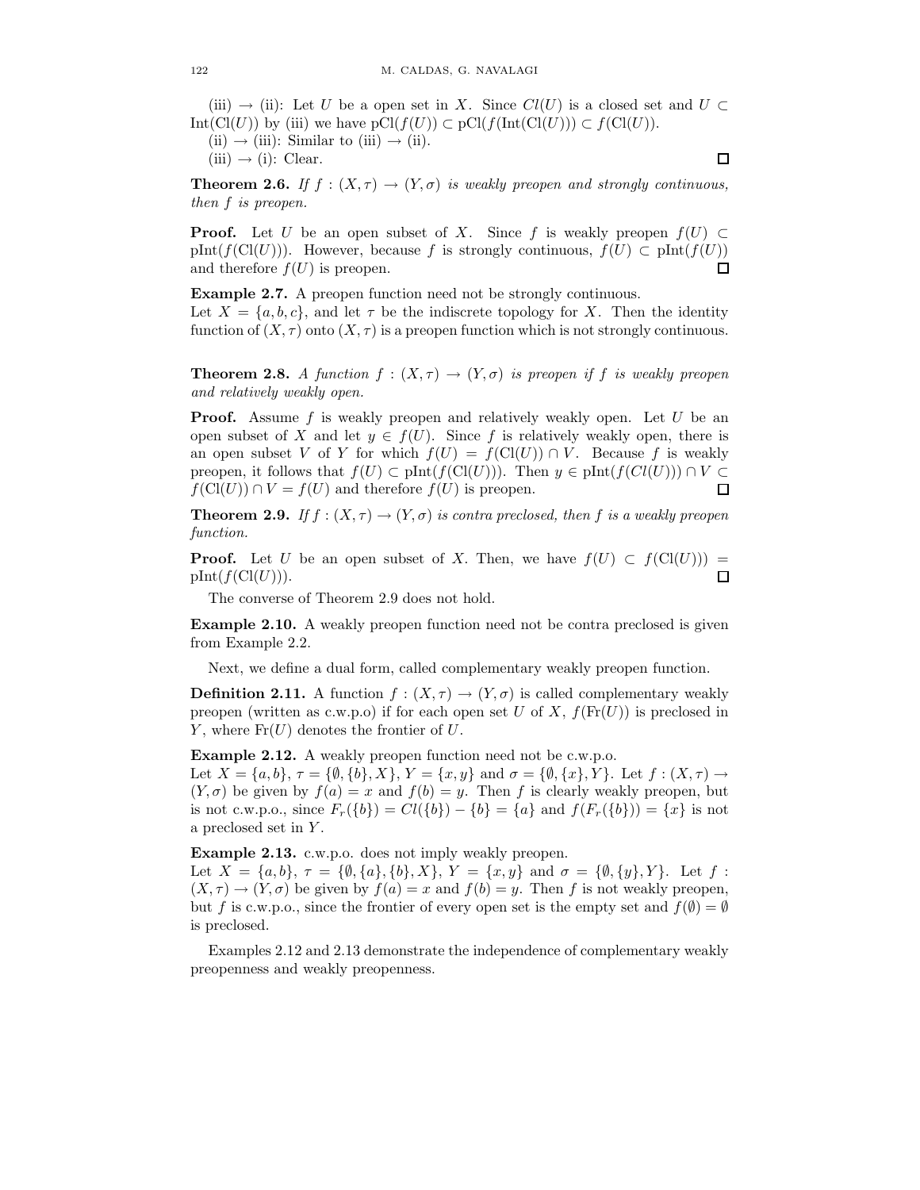(iii) → (ii): Let $U$ be a open set in $X$. Since $Cl(U)$ is a closed set and $U \subset \mathrm{Int}(\mathrm{Cl}(U))$ by (iii) we have $\mathrm{pCl}(f(U)) \subset \mathrm{pCl}(f(\mathrm{Int}(\mathrm{Cl}(U))) \subset f(\mathrm{Cl}(U))$.

(ii) → (iii): Similar to (iii) → (ii).

(iii) → (i): Clear. □

**Theorem 2.6.** *If $f : (X, \tau) \to (Y, \sigma)$ is weakly preopen and strongly continuous, then $f$ is preopen.*

**Proof.** Let $U$ be an open subset of $X$. Since $f$ is weakly preopen $f(U) \subset \mathrm{pInt}(f(\mathrm{Cl}(U)))$. However, because $f$ is strongly continuous, $f(U) \subset \mathrm{pInt}(f(U))$ and therefore $f(U)$ is preopen. □

**Example 2.7.** A preopen function need not be strongly continuous.
Let $X = \{a, b, c\}$, and let $\tau$ be the indiscrete topology for $X$. Then the identity function of $(X, \tau)$ onto $(X, \tau)$ is a preopen function which is not strongly continuous.

**Theorem 2.8.** *A function $f : (X, \tau) \to (Y, \sigma)$ is preopen if $f$ is weakly preopen and relatively weakly open.*

**Proof.** Assume $f$ is weakly preopen and relatively weakly open. Let $U$ be an open subset of $X$ and let $y \in f(U)$. Since $f$ is relatively weakly open, there is an open subset $V$ of $Y$ for which $f(U) = f(\mathrm{Cl}(U)) \cap V$. Because $f$ is weakly preopen, it follows that $f(U) \subset \mathrm{pInt}(f(\mathrm{Cl}(U)))$. Then $y \in \mathrm{pInt}(f(Cl(U))) \cap V \subset f(\mathrm{Cl}(U)) \cap V = f(U)$ and therefore $f(U)$ is preopen. □

**Theorem 2.9.** *If $f : (X, \tau) \to (Y, \sigma)$ is contra preclosed, then $f$ is a weakly preopen function.*

**Proof.** Let $U$ be an open subset of $X$. Then, we have $f(U) \subset f(\mathrm{Cl}(U))) = \mathrm{pInt}(f(\mathrm{Cl}(U)))$. □

The converse of Theorem 2.9 does not hold.

**Example 2.10.** A weakly preopen function need not be contra preclosed is given from Example 2.2.

Next, we define a dual form, called complementary weakly preopen function.

**Definition 2.11.** A function $f : (X, \tau) \to (Y, \sigma)$ is called complementary weakly preopen (written as c.w.p.o) if for each open set $U$ of $X$, $f(\mathrm{Fr}(U))$ is preclosed in $Y$, where $\mathrm{Fr}(U)$ denotes the frontier of $U$.

**Example 2.12.** A weakly preopen function need not be c.w.p.o.
Let $X = \{a, b\}$, $\tau = \{\emptyset, \{b\}, X\}$, $Y = \{x, y\}$ and $\sigma = \{\emptyset, \{x\}, Y\}$. Let $f : (X, \tau) \to (Y, \sigma)$ be given by $f(a) = x$ and $f(b) = y$. Then $f$ is clearly weakly preopen, but is not c.w.p.o., since $F_r(\{b\}) = Cl(\{b\}) - \{b\} = \{a\}$ and $f(F_r(\{b\})) = \{x\}$ is not a preclosed set in $Y$.

**Example 2.13.** c.w.p.o. does not imply weakly preopen.
Let $X = \{a, b\}$, $\tau = \{\emptyset, \{a\}, \{b\}, X\}$, $Y = \{x, y\}$ and $\sigma = \{\emptyset, \{y\}, Y\}$. Let $f : (X, \tau) \to (Y, \sigma)$ be given by $f(a) = x$ and $f(b) = y$. Then $f$ is not weakly preopen, but $f$ is c.w.p.o., since the frontier of every open set is the empty set and $f(\emptyset) = \emptyset$ is preclosed.

Examples 2.12 and 2.13 demonstrate the independence of complementary weakly preopenness and weakly preopenness.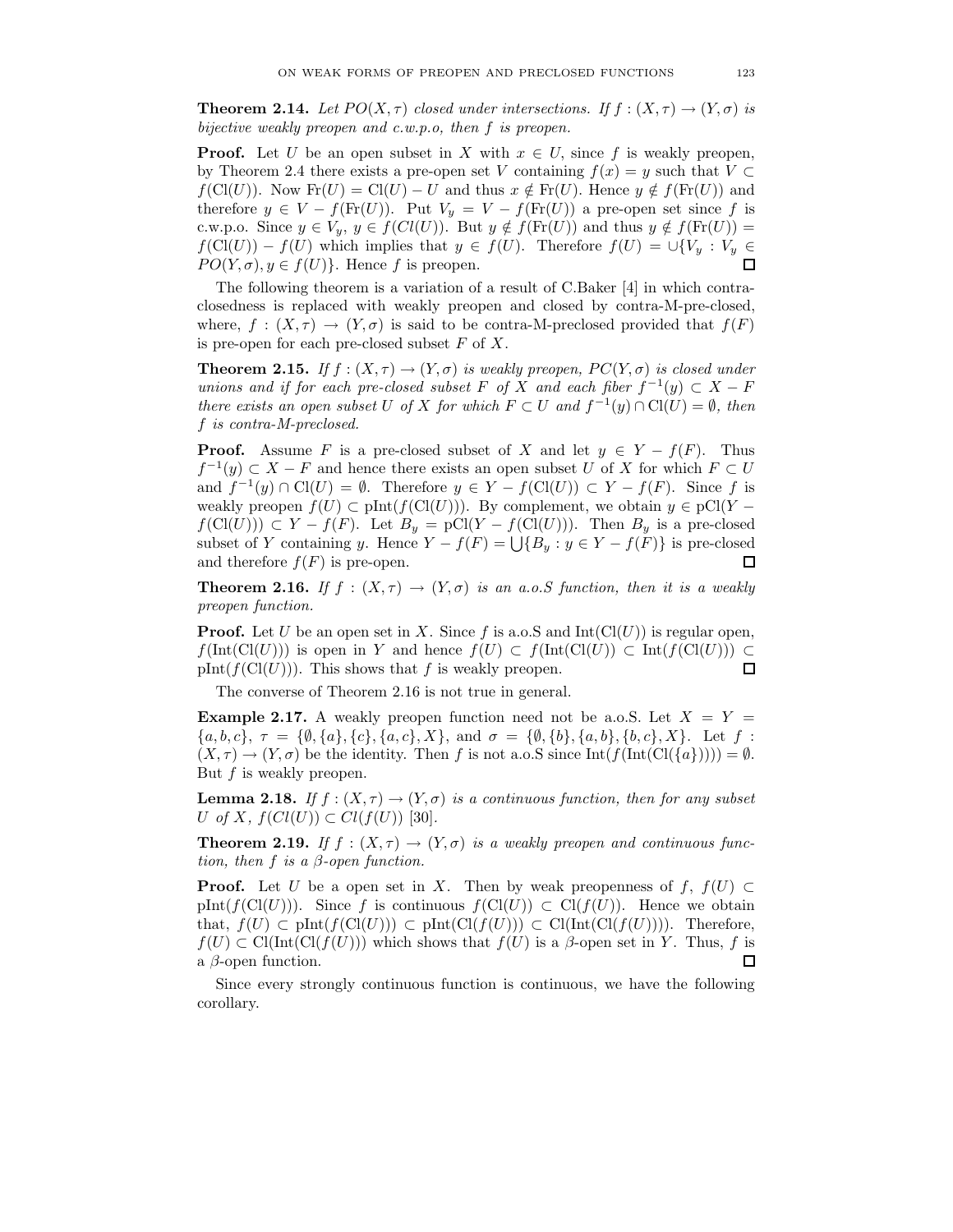**Theorem 2.14.** *Let $PO(X, \tau)$ closed under intersections. If $f : (X, \tau) \to (Y, \sigma)$ is bijective weakly preopen and c.w.p.o, then $f$ is preopen.*

**Proof.** Let $U$ be an open subset in $X$ with $x \in U$, since $f$ is weakly preopen, by Theorem 2.4 there exists a pre-open set $V$ containing $f(x) = y$ such that $V \subset f(\mathrm{Cl}(U))$. Now $\mathrm{Fr}(U) = \mathrm{Cl}(U) - U$ and thus $x \notin \mathrm{Fr}(U)$. Hence $y \notin f(\mathrm{Fr}(U))$ and therefore $y \in V - f(\mathrm{Fr}(U))$. Put $V_y = V - f(\mathrm{Fr}(U))$ a pre-open set since $f$ is c.w.p.o. Since $y \in V_y$, $y \in f(Cl(U))$. But $y \notin f(\mathrm{Fr}(U))$ and thus $y \notin f(\mathrm{Fr}(U)) = f(\mathrm{Cl}(U)) - f(U)$ which implies that $y \in f(U)$. Therefore $f(U) = \cup\{V_y : V_y \in PO(Y, \sigma), y \in f(U)\}$. Hence $f$ is preopen. $\square$

The following theorem is a variation of a result of C.Baker [4] in which contra-closedness is replaced with weakly preopen and closed by contra-M-pre-closed, where, $f : (X, \tau) \to (Y, \sigma)$ is said to be contra-M-preclosed provided that $f(F)$ is pre-open for each pre-closed subset $F$ of $X$.

**Theorem 2.15.** *If $f : (X, \tau) \to (Y, \sigma)$ is weakly preopen, $PC(Y, \sigma)$ is closed under unions and if for each pre-closed subset $F$ of $X$ and each fiber $f^{-1}(y) \subset X - F$ there exists an open subset $U$ of $X$ for which $F \subset U$ and $f^{-1}(y) \cap \mathrm{Cl}(U) = \emptyset$, then $f$ is contra-M-preclosed.*

**Proof.** Assume $F$ is a pre-closed subset of $X$ and let $y \in Y - f(F)$. Thus $f^{-1}(y) \subset X - F$ and hence there exists an open subset $U$ of $X$ for which $F \subset U$ and $f^{-1}(y) \cap \mathrm{Cl}(U) = \emptyset$. Therefore $y \in Y - f(\mathrm{Cl}(U)) \subset Y - f(F)$. Since $f$ is weakly preopen $f(U) \subset \mathrm{pInt}(f(\mathrm{Cl}(U)))$. By complement, we obtain $y \in \mathrm{pCl}(Y - f(\mathrm{Cl}(U))) \subset Y - f(F)$. Let $B_y = \mathrm{pCl}(Y - f(\mathrm{Cl}(U)))$. Then $B_y$ is a pre-closed subset of $Y$ containing $y$. Hence $Y - f(F) = \bigcup\{B_y : y \in Y - f(F)\}$ is pre-closed and therefore $f(F)$ is pre-open. $\square$

**Theorem 2.16.** *If $f : (X, \tau) \to (Y, \sigma)$ is an a.o.S function, then it is a weakly preopen function.*

**Proof.** Let $U$ be an open set in $X$. Since $f$ is a.o.S and $\mathrm{Int}(\mathrm{Cl}(U))$ is regular open, $f(\mathrm{Int}(\mathrm{Cl}(U)))$ is open in $Y$ and hence $f(U) \subset f(\mathrm{Int}(\mathrm{Cl}(U)) \subset \mathrm{Int}(f(\mathrm{Cl}(U))) \subset \mathrm{pInt}(f(\mathrm{Cl}(U)))$. This shows that $f$ is weakly preopen. $\square$

The converse of Theorem 2.16 is not true in general.

**Example 2.17.** A weakly preopen function need not be a.o.S. Let $X = Y = \{a, b, c\}$, $\tau = \{\emptyset, \{a\}, \{c\}, \{a, c\}, X\}$, and $\sigma = \{\emptyset, \{b\}, \{a, b\}, \{b, c\}, X\}$. Let $f : (X, \tau) \to (Y, \sigma)$ be the identity. Then $f$ is not a.o.S since $\mathrm{Int}(f(\mathrm{Int}(\mathrm{Cl}(\{a\})))) = \emptyset$. But $f$ is weakly preopen.

**Lemma 2.18.** *If $f : (X, \tau) \to (Y, \sigma)$ is a continuous function, then for any subset $U$ of $X$, $f(Cl(U)) \subset Cl(f(U))$ [30].*

**Theorem 2.19.** *If $f : (X, \tau) \to (Y, \sigma)$ is a weakly preopen and continuous function, then $f$ is a $\beta$-open function.*

**Proof.** Let $U$ be a open set in $X$. Then by weak preopenness of $f$, $f(U) \subset \mathrm{pInt}(f(\mathrm{Cl}(U)))$. Since $f$ is continuous $f(\mathrm{Cl}(U)) \subset \mathrm{Cl}(f(U))$. Hence we obtain that, $f(U) \subset \mathrm{pInt}(f(\mathrm{Cl}(U))) \subset \mathrm{pInt}(\mathrm{Cl}(f(U))) \subset \mathrm{Cl}(\mathrm{Int}(\mathrm{Cl}(f(U))))$. Therefore, $f(U) \subset \mathrm{Cl}(\mathrm{Int}(\mathrm{Cl}(f(U)))$ which shows that $f(U)$ is a $\beta$-open set in $Y$. Thus, $f$ is a $\beta$-open function. $\square$

Since every strongly continuous function is continuous, we have the following corollary.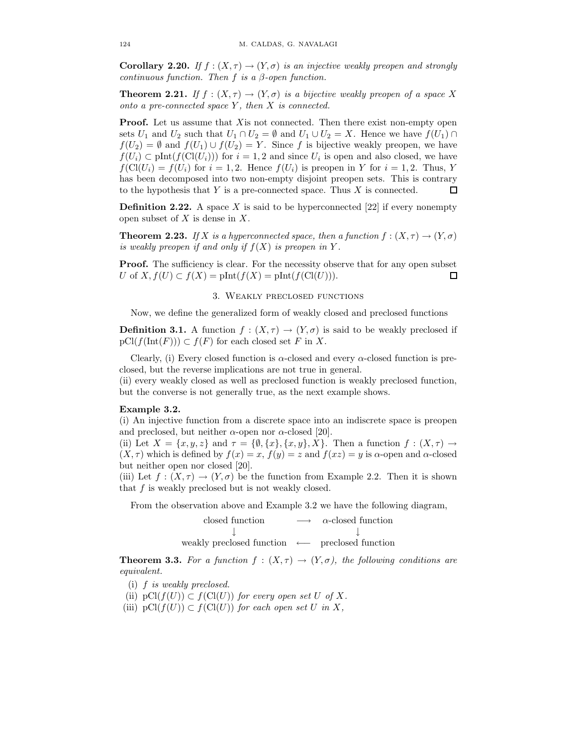**Corollary 2.20.** *If $f : (X, \tau) \to (Y, \sigma)$ is an injective weakly preopen and strongly continuous function. Then $f$ is a $\beta$-open function.*

**Theorem 2.21.** *If $f : (X, \tau) \to (Y, \sigma)$ is a bijective weakly preopen of a space $X$ onto a pre-connected space $Y$, then $X$ is connected.*

**Proof.** Let us assume that $X$is not connected. Then there exist non-empty open sets $U_1$ and $U_2$ such that $U_1 \cap U_2 = \emptyset$ and $U_1 \cup U_2 = X$. Hence we have $f(U_1) \cap f(U_2) = \emptyset$ and $f(U_1) \cup f(U_2) = Y$. Since $f$ is bijective weakly preopen, we have $f(U_i) \subset \mathrm{pInt}(f(\mathrm{Cl}(U_i)))$ for $i = 1, 2$ and since $U_i$ is open and also closed, we have $f(\mathrm{Cl}(U_i) = f(U_i)$ for $i = 1, 2$. Hence $f(U_i)$ is preopen in $Y$ for $i = 1, 2$. Thus, $Y$ has been decomposed into two non-empty disjoint preopen sets. This is contrary to the hypothesis that $Y$ is a pre-connected space. Thus $X$ is connected. □

**Definition 2.22.** A space $X$ is said to be hyperconnected [22] if every nonempty open subset of $X$ is dense in $X$.

**Theorem 2.23.** *If $X$ is a hyperconnected space, then a function $f : (X, \tau) \to (Y, \sigma)$ is weakly preopen if and only if $f(X)$ is preopen in $Y$.*

**Proof.** The sufficiency is clear. For the necessity observe that for any open subset $U$ of $X, f(U) \subset f(X) = \mathrm{pInt}(f(X) = \mathrm{pInt}(f(\mathrm{Cl}(U)))$. □

## 3. Weakly preclosed functions

Now, we define the generalized form of weakly closed and preclosed functions

**Definition 3.1.** A function $f : (X, \tau) \to (Y, \sigma)$ is said to be weakly preclosed if $\mathrm{pCl}(f(\mathrm{Int}(F))) \subset f(F)$ for each closed set $F$ in $X$.

Clearly, (i) Every closed function is $\alpha$-closed and every $\alpha$-closed function is preclosed, but the reverse implications are not true in general.
(ii) every weakly closed as well as preclosed function is weakly preclosed function, but the converse is not generally true, as the next example shows.

**Example 3.2.**
(i) An injective function from a discrete space into an indiscrete space is preopen and preclosed, but neither $\alpha$-open nor $\alpha$-closed [20].
(ii) Let $X = \{x, y, z\}$ and $\tau = \{\emptyset, \{x\}, \{x, y\}, X\}$. Then a function $f : (X, \tau) \to (X, \tau)$ which is defined by $f(x) = x$, $f(y) = z$ and $f(xz) = y$ is $\alpha$-open and $\alpha$-closed but neither open nor closed [20].
(iii) Let $f : (X, \tau) \to (Y, \sigma)$ be the function from Example 2.2. Then it is shown that $f$ is weakly preclosed but is not weakly closed.

From the observation above and Example 3.2 we have the following diagram,

$$\begin{array}{ccc} \text{closed function} & \longrightarrow & \alpha\text{-closed function} \\ \downarrow & & \downarrow \\ \text{weakly preclosed function} & \longleftarrow & \text{preclosed function} \end{array}$$

**Theorem 3.3.** *For a function $f : (X, \tau) \to (Y, \sigma)$, the following conditions are equivalent.*

(i) *$f$ is weakly preclosed.*
(ii) *$\mathrm{pCl}(f(U)) \subset f(\mathrm{Cl}(U))$ for every open set $U$ of $X$.*
(iii) *$\mathrm{pCl}(f(U)) \subset f(\mathrm{Cl}(U))$ for each open set $U$ in $X$,*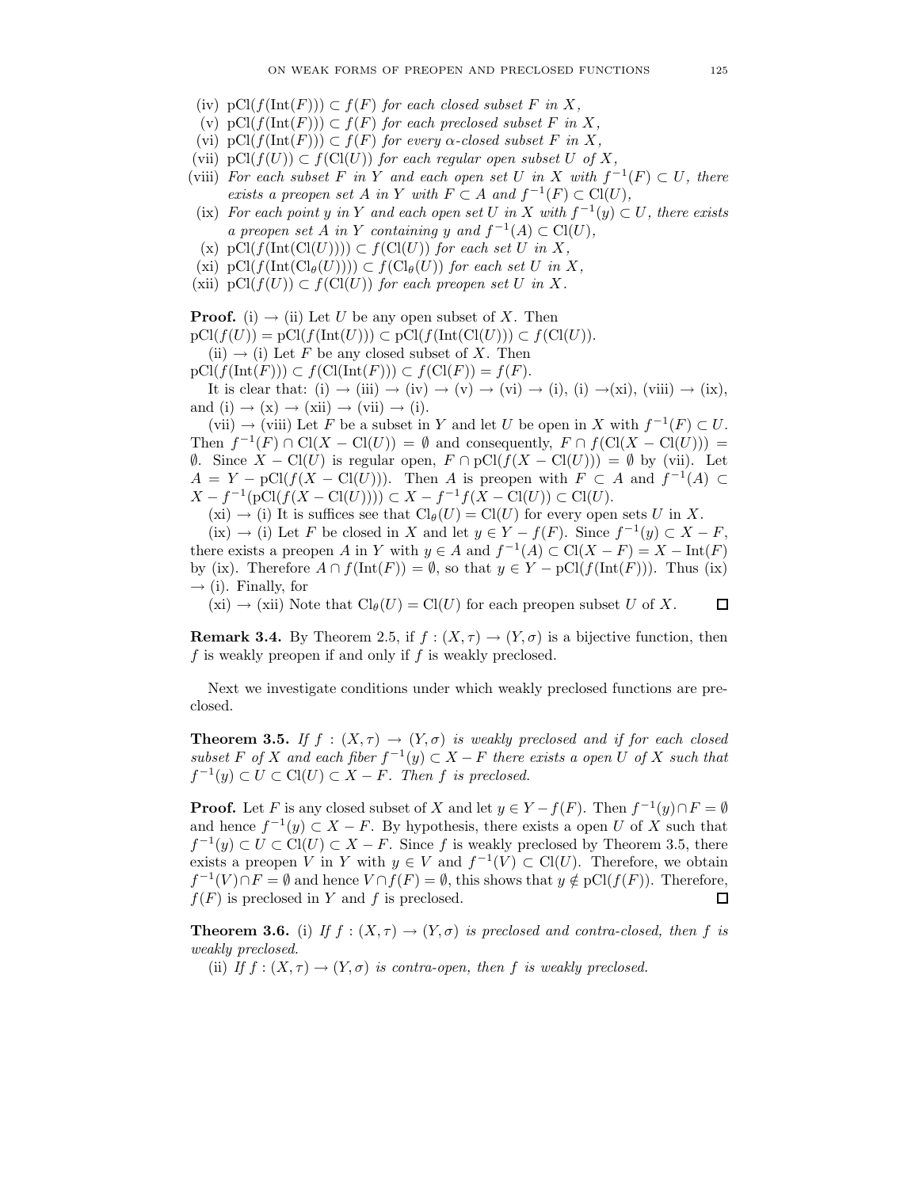(iv) $\mathrm{pCl}(f(\mathrm{Int}(F))) \subset f(F)$ *for each closed subset* $F$ *in* $X$,

(v) $\mathrm{pCl}(f(\mathrm{Int}(F))) \subset f(F)$ *for each preclosed subset* $F$ *in* $X$,

(vi) $\mathrm{pCl}(f(\mathrm{Int}(F))) \subset f(F)$ *for every* $\alpha$*-closed subset* $F$ *in* $X$,

(vii) $\mathrm{pCl}(f(U)) \subset f(\mathrm{Cl}(U))$ *for each regular open subset* $U$ *of* $X$,

(viii) *For each subset* $F$ *in* $Y$ *and each open set* $U$ *in* $X$ *with* $f^{-1}(F) \subset U$, *there exists a preopen set* $A$ *in* $Y$ *with* $F \subset A$ *and* $f^{-1}(F) \subset \mathrm{Cl}(U)$,

(ix) *For each point* $y$ *in* $Y$ *and each open set* $U$ *in* $X$ *with* $f^{-1}(y) \subset U$, *there exists a preopen set* $A$ *in* $Y$ *containing* $y$ *and* $f^{-1}(A) \subset \mathrm{Cl}(U)$,

(x) $\mathrm{pCl}(f(\mathrm{Int}(\mathrm{Cl}(U)))) \subset f(\mathrm{Cl}(U))$ *for each set* $U$ *in* $X$,

(xi) $\mathrm{pCl}(f(\mathrm{Int}(\mathrm{Cl}_\theta(U)))) \subset f(\mathrm{Cl}_\theta(U))$ *for each set* $U$ *in* $X$,

(xii) $\mathrm{pCl}(f(U)) \subset f(\mathrm{Cl}(U))$ *for each preopen set* $U$ *in* $X$.

**Proof.** (i) → (ii) Let $U$ be any open subset of $X$. Then $\mathrm{pCl}(f(U)) = \mathrm{pCl}(f(\mathrm{Int}(U))) \subset \mathrm{pCl}(f(\mathrm{Int}(\mathrm{Cl}(U))) \subset f(\mathrm{Cl}(U))$.

(ii) → (i) Let $F$ be any closed subset of $X$. Then $\mathrm{pCl}(f(\mathrm{Int}(F))) \subset f(\mathrm{Cl}(\mathrm{Int}(F))) \subset f(\mathrm{Cl}(F)) = f(F)$.

It is clear that: (i) → (iii) → (iv) → (v) → (vi) → (i), (i) →(xi), (viii) → (ix), and (i) → (x) → (xii) → (vii) → (i).

(vii) → (viii) Let $F$ be a subset in $Y$ and let $U$ be open in $X$ with $f^{-1}(F) \subset U$. Then $f^{-1}(F) \cap \mathrm{Cl}(X - \mathrm{Cl}(U)) = \emptyset$ and consequently, $F \cap f(\mathrm{Cl}(X - \mathrm{Cl}(U))) = \emptyset$. Since $X - \mathrm{Cl}(U)$ is regular open, $F \cap \mathrm{pCl}(f(X - \mathrm{Cl}(U))) = \emptyset$ by (vii). Let $A = Y - \mathrm{pCl}(f(X - \mathrm{Cl}(U)))$. Then $A$ is preopen with $F \subset A$ and $f^{-1}(A) \subset X - f^{-1}(\mathrm{pCl}(f(X - \mathrm{Cl}(U)))) \subset X - f^{-1}f(X - \mathrm{Cl}(U)) \subset \mathrm{Cl}(U)$.

(xi) → (i) It is suffices see that $\mathrm{Cl}_\theta(U) = \mathrm{Cl}(U)$ for every open sets $U$ in $X$.

(ix) → (i) Let $F$ be closed in $X$ and let $y \in Y - f(F)$. Since $f^{-1}(y) \subset X - F$, there exists a preopen $A$ in $Y$ with $y \in A$ and $f^{-1}(A) \subset \mathrm{Cl}(X - F) = X - \mathrm{Int}(F)$ by (ix). Therefore $A \cap f(\mathrm{Int}(F)) = \emptyset$, so that $y \in Y - \mathrm{pCl}(f(\mathrm{Int}(F)))$. Thus (ix) → (i). Finally, for

(xi) → (xii) Note that $\mathrm{Cl}_\theta(U) = \mathrm{Cl}(U)$ for each preopen subset $U$ of $X$. □

**Remark 3.4.** By Theorem 2.5, if $f : (X, \tau) \to (Y, \sigma)$ is a bijective function, then $f$ is weakly preopen if and only if $f$ is weakly preclosed.

Next we investigate conditions under which weakly preclosed functions are preclosed.

**Theorem 3.5.** *If* $f : (X, \tau) \to (Y, \sigma)$ *is weakly preclosed and if for each closed subset* $F$ *of* $X$ *and each fiber* $f^{-1}(y) \subset X - F$ *there exists a open* $U$ *of* $X$ *such that* $f^{-1}(y) \subset U \subset \mathrm{Cl}(U) \subset X - F$. *Then* $f$ *is preclosed.*

**Proof.** Let $F$ is any closed subset of $X$ and let $y \in Y - f(F)$. Then $f^{-1}(y) \cap F = \emptyset$ and hence $f^{-1}(y) \subset X - F$. By hypothesis, there exists a open $U$ of $X$ such that $f^{-1}(y) \subset U \subset \mathrm{Cl}(U) \subset X - F$. Since $f$ is weakly preclosed by Theorem 3.5, there exists a preopen $V$ in $Y$ with $y \in V$ and $f^{-1}(V) \subset \mathrm{Cl}(U)$. Therefore, we obtain $f^{-1}(V) \cap F = \emptyset$ and hence $V \cap f(F) = \emptyset$, this shows that $y \notin \mathrm{pCl}(f(F))$. Therefore, $f(F)$ is preclosed in $Y$ and $f$ is preclosed. □

**Theorem 3.6.** (i) *If* $f : (X, \tau) \to (Y, \sigma)$ *is preclosed and contra-closed, then* $f$ *is weakly preclosed.*

(ii) *If* $f : (X, \tau) \to (Y, \sigma)$ *is contra-open, then* $f$ *is weakly preclosed.*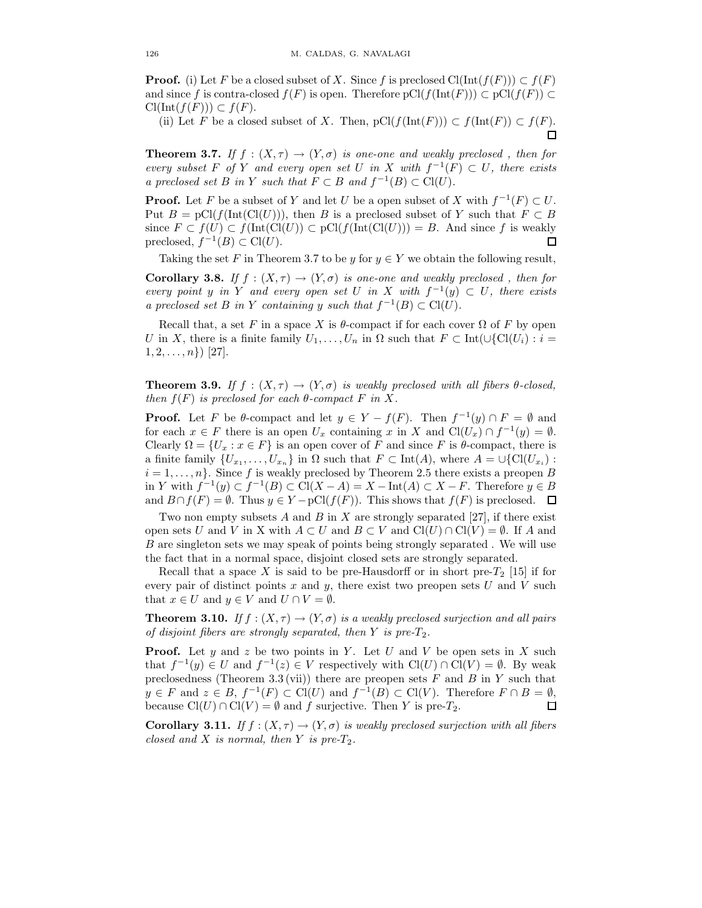**Proof.** (i) Let $F$ be a closed subset of $X$. Since $f$ is preclosed $\mathrm{Cl}(\mathrm{Int}(f(F))) \subset f(F)$ and since $f$ is contra-closed $f(F)$ is open. Therefore $\mathrm{pCl}(f(\mathrm{Int}(F))) \subset \mathrm{pCl}(f(F)) \subset \mathrm{Cl}(\mathrm{Int}(f(F))) \subset f(F)$.

(ii) Let $F$ be a closed subset of $X$. Then, $\mathrm{pCl}(f(\mathrm{Int}(F))) \subset f(\mathrm{Int}(F)) \subset f(F)$. □

**Theorem 3.7.** *If $f : (X, \tau) \to (Y, \sigma)$ is one-one and weakly preclosed , then for every subset $F$ of $Y$ and every open set $U$ in $X$ with $f^{-1}(F) \subset U$, there exists a preclosed set $B$ in $Y$ such that $F \subset B$ and $f^{-1}(B) \subset \mathrm{Cl}(U)$.*

**Proof.** Let $F$ be a subset of $Y$ and let $U$ be a open subset of $X$ with $f^{-1}(F) \subset U$. Put $B = \mathrm{pCl}(f(\mathrm{Int}(\mathrm{Cl}(U)))$, then $B$ is a preclosed subset of $Y$ such that $F \subset B$ since $F \subset f(U) \subset f(\mathrm{Int}(\mathrm{Cl}(U)) \subset \mathrm{pCl}(f(\mathrm{Int}(\mathrm{Cl}(U))) = B$. And since $f$ is weakly preclosed, $f^{-1}(B) \subset \mathrm{Cl}(U)$. □

Taking the set $F$ in Theorem 3.7 to be $y$ for $y \in Y$ we obtain the following result,

**Corollary 3.8.** *If $f : (X, \tau) \to (Y, \sigma)$ is one-one and weakly preclosed , then for every point $y$ in $Y$ and every open set $U$ in $X$ with $f^{-1}(y) \subset U$, there exists a preclosed set $B$ in $Y$ containing $y$ such that $f^{-1}(B) \subset \mathrm{Cl}(U)$.*

Recall that, a set $F$ in a space $X$ is $\theta$-compact if for each cover $\Omega$ of $F$ by open $U$ in $X$, there is a finite family $U_1, \ldots, U_n$ in $\Omega$ such that $F \subset \mathrm{Int}(\cup\{\mathrm{Cl}(U_i) : i = 1, 2, \ldots, n\})$ [27].

**Theorem 3.9.** *If $f : (X, \tau) \to (Y, \sigma)$ is weakly preclosed with all fibers $\theta$-closed, then $f(F)$ is preclosed for each $\theta$-compact $F$ in $X$.*

**Proof.** Let $F$ be $\theta$-compact and let $y \in Y - f(F)$. Then $f^{-1}(y) \cap F = \emptyset$ and for each $x \in F$ there is an open $U_x$ containing $x$ in $X$ and $\mathrm{Cl}(U_x) \cap f^{-1}(y) = \emptyset$. Clearly $\Omega = \{U_x : x \in F\}$ is an open cover of $F$ and since $F$ is $\theta$-compact, there is a finite family $\{U_{x_1}, \ldots, U_{x_n}\}$ in $\Omega$ such that $F \subset \mathrm{Int}(A)$, where $A = \cup\{\mathrm{Cl}(U_{x_i}) : i = 1, \ldots, n\}$. Since $f$ is weakly preclosed by Theorem 2.5 there exists a preopen $B$ in $Y$ with $f^{-1}(y) \subset f^{-1}(B) \subset \mathrm{Cl}(X - A) = X - \mathrm{Int}(A) \subset X - F$. Therefore $y \in B$ and $B \cap f(F) = \emptyset$. Thus $y \in Y - \mathrm{pCl}(f(F))$. This shows that $f(F)$ is preclosed. □

Two non empty subsets $A$ and $B$ in $X$ are strongly separated [27], if there exist open sets $U$ and $V$ in X with $A \subset U$ and $B \subset V$ and $\mathrm{Cl}(U) \cap \mathrm{Cl}(V) = \emptyset$. If $A$ and $B$ are singleton sets we may speak of points being strongly separated . We will use the fact that in a normal space, disjoint closed sets are strongly separated.

Recall that a space $X$ is said to be pre-Hausdorff or in short pre-$T_2$ [15] if for every pair of distinct points $x$ and $y$, there exist two preopen sets $U$ and $V$ such that $x \in U$ and $y \in V$ and $U \cap V = \emptyset$.

**Theorem 3.10.** *If $f : (X, \tau) \to (Y, \sigma)$ is a weakly preclosed surjection and all pairs of disjoint fibers are strongly separated, then $Y$ is pre-$T_2$.*

**Proof.** Let $y$ and $z$ be two points in $Y$. Let $U$ and $V$ be open sets in $X$ such that $f^{-1}(y) \in U$ and $f^{-1}(z) \in V$ respectively with $\mathrm{Cl}(U) \cap \mathrm{Cl}(V) = \emptyset$. By weak preclosedness (Theorem 3.3 (vii)) there are preopen sets $F$ and $B$ in $Y$ such that $y \in F$ and $z \in B$, $f^{-1}(F) \subset \mathrm{Cl}(U)$ and $f^{-1}(B) \subset \mathrm{Cl}(V)$. Therefore $F \cap B = \emptyset$, because $\mathrm{Cl}(U) \cap \mathrm{Cl}(V) = \emptyset$ and $f$ surjective. Then $Y$ is pre-$T_2$. □

**Corollary 3.11.** *If $f : (X, \tau) \to (Y, \sigma)$ is weakly preclosed surjection with all fibers closed and $X$ is normal, then $Y$ is pre-$T_2$.*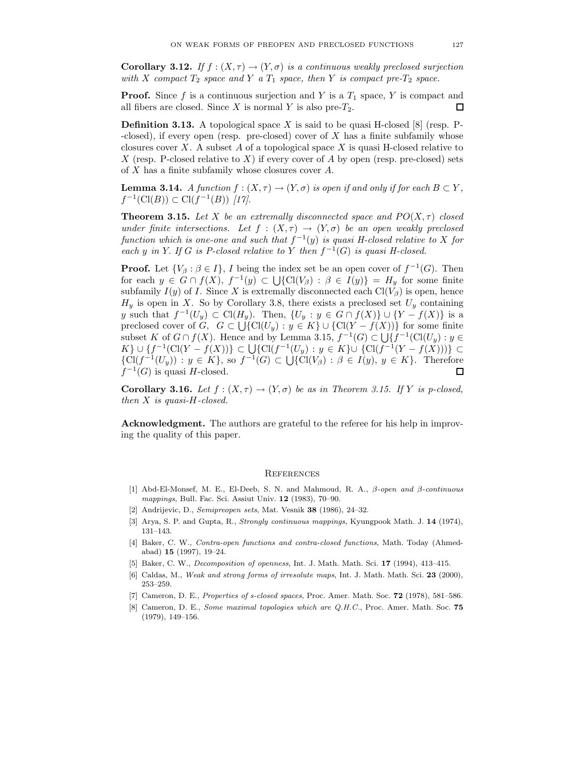**Corollary 3.12.** *If $f : (X, \tau) \to (Y, \sigma)$ is a continuous weakly preclosed surjection with $X$ compact $T_2$ space and $Y$ a $T_1$ space, then $Y$ is compact pre-$T_2$ space.*

**Proof.** Since $f$ is a continuous surjection and $Y$ is a $T_1$ space, $Y$ is compact and all fibers are closed. Since $X$ is normal $Y$ is also pre-$T_2$. □

**Definition 3.13.** A topological space $X$ is said to be quasi H-closed [8] (resp. P--closed), if every open (resp. pre-closed) cover of $X$ has a finite subfamily whose closures cover $X$. A subset $A$ of a topological space $X$ is quasi H-closed relative to $X$ (resp. P-closed relative to $X$) if every cover of $A$ by open (resp. pre-closed) sets of $X$ has a finite subfamily whose closures cover $A$.

**Lemma 3.14.** *A function $f : (X, \tau) \to (Y, \sigma)$ is open if and only if for each $B \subset Y$, $f^{-1}(\mathrm{Cl}(B)) \subset \mathrm{Cl}(f^{-1}(B))$ [17].*

**Theorem 3.15.** *Let $X$ be an extremally disconnected space and $PO(X, \tau)$ closed under finite intersections. Let $f : (X, \tau) \to (Y, \sigma)$ be an open weakly preclosed function which is one-one and such that $f^{-1}(y)$ is quasi H-closed relative to $X$ for each $y$ in $Y$. If $G$ is P-closed relative to $Y$ then $f^{-1}(G)$ is quasi H-closed.*

**Proof.** Let $\{V_\beta : \beta \in I\}$, $I$ being the index set be an open cover of $f^{-1}(G)$. Then for each $y \in G \cap f(X)$, $f^{-1}(y) \subset \bigcup\{\mathrm{Cl}(V_\beta) : \beta \in I(y)\} = H_y$ for some finite subfamily $I(y)$ of $I$. Since $X$ is extremally disconnected each $\mathrm{Cl}(V_\beta)$ is open, hence $H_y$ is open in $X$. So by Corollary 3.8, there exists a preclosed set $U_y$ containing $y$ such that $f^{-1}(U_y) \subset \mathrm{Cl}(H_y)$. Then, $\{U_y : y \in G \cap f(X)\} \cup \{Y - f(X)\}$ is a preclosed cover of $G$, $G \subset \bigcup\{\mathrm{Cl}(U_y) : y \in K\} \cup \{\mathrm{Cl}(Y - f(X))\}$ for some finite subset $K$ of $G \cap f(X)$. Hence and by Lemma 3.15, $f^{-1}(G) \subset \bigcup\{f^{-1}(\mathrm{Cl}(U_y) : y \in K\} \cup \{f^{-1}(\mathrm{Cl}(Y - f(X))\} \subset \bigcup\{\mathrm{Cl}(f^{-1}(U_y) : y \in K\} \cup \{\mathrm{Cl}(f^{-1}(Y - f(X)))\} \subset \{\mathrm{Cl}(f^{-1}(U_y)) : y \in K\}$, so $f^{-1}(G) \subset \bigcup\{\mathrm{Cl}(V_\beta) : \beta \in I(y),\ y \in K\}$. Therefore $f^{-1}(G)$ is quasi $H$-closed. □

**Corollary 3.16.** *Let $f : (X, \tau) \to (Y, \sigma)$ be as in Theorem 3.15. If $Y$ is p-closed, then $X$ is quasi-$H$-closed.*

**Acknowledgment.** The authors are grateful to the referee for his help in improving the quality of this paper.

## References

[1] Abd-El-Monsef, M. E., El-Deeb, S. N. and Mahmoud, R. A., *β-open and β-continuous mappings*, Bull. Fac. Sci. Assiut Univ. **12** (1983), 70–90.

[2] Andrijevic, D., *Semipreopen sets*, Mat. Vesnik **38** (1986), 24–32.

[3] Arya, S. P. and Gupta, R., *Strongly continuous mappings*, Kyungpook Math. J. **14** (1974), 131–143.

[4] Baker, C. W., *Contra-open functions and contra-closed functions*, Math. Today (Ahmedabad) **15** (1997), 19–24.

[5] Baker, C. W., *Decomposition of openness*, Int. J. Math. Math. Sci. **17** (1994), 413–415.

[6] Caldas, M., *Weak and strong forms of irresolute maps*, Int. J. Math. Math. Sci. **23** (2000), 253–259.

[7] Cameron, D. E., *Properties of s-closed spaces*, Proc. Amer. Math. Soc. **72** (1978), 581–586.

[8] Cameron, D. E., *Some maximal topologies which are Q.H.C.*, Proc. Amer. Math. Soc. **75** (1979), 149–156.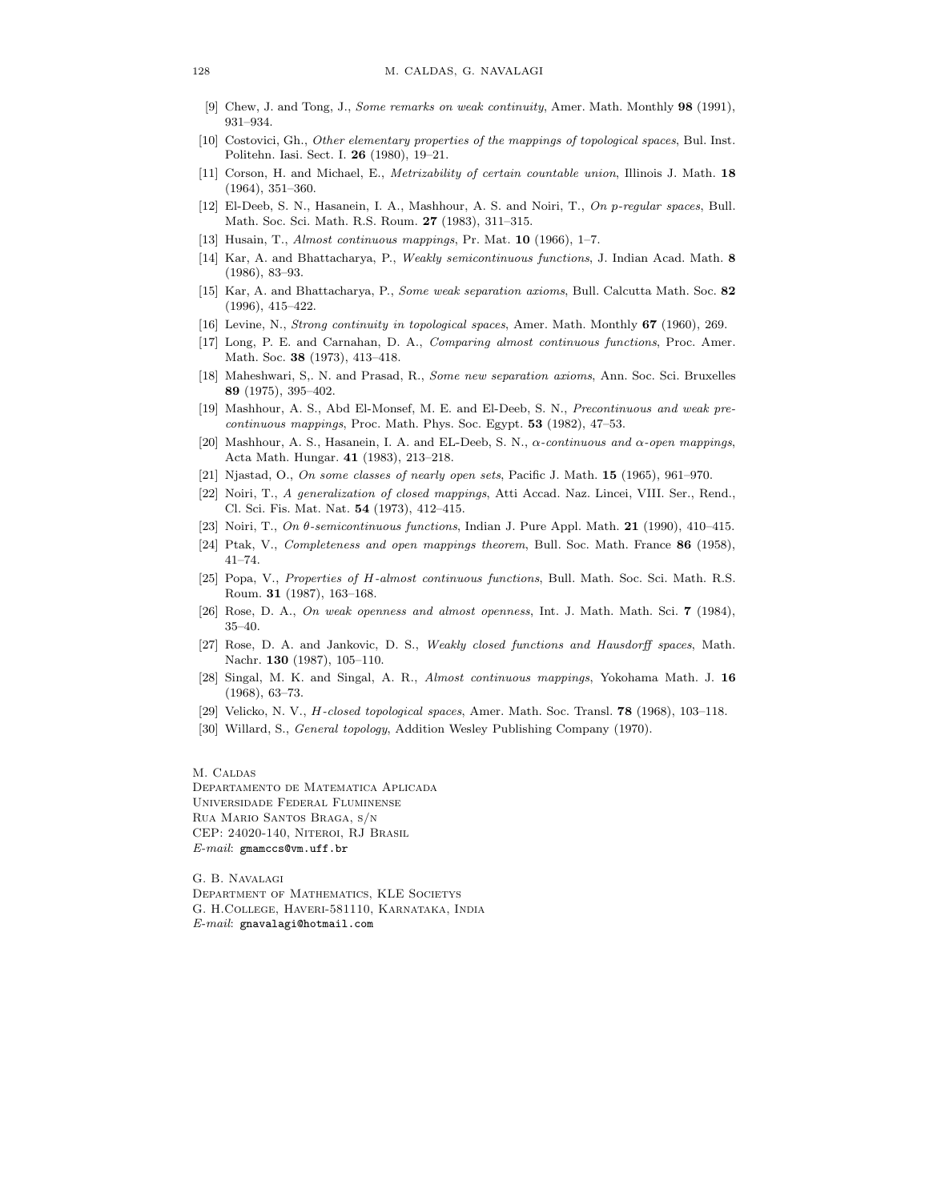[9] Chew, J. and Tong, J., *Some remarks on weak continuity*, Amer. Math. Monthly **98** (1991), 931–934.

[10] Costovici, Gh., *Other elementary properties of the mappings of topological spaces*, Bul. Inst. Politehn. Iasi. Sect. I. **26** (1980), 19–21.

[11] Corson, H. and Michael, E., *Metrizability of certain countable union*, Illinois J. Math. **18** (1964), 351–360.

[12] El-Deeb, S. N., Hasanein, I. A., Mashhour, A. S. and Noiri, T., *On p-regular spaces*, Bull. Math. Soc. Sci. Math. R.S. Roum. **27** (1983), 311–315.

[13] Husain, T., *Almost continuous mappings*, Pr. Mat. **10** (1966), 1–7.

[14] Kar, A. and Bhattacharya, P., *Weakly semicontinuous functions*, J. Indian Acad. Math. **8** (1986), 83–93.

[15] Kar, A. and Bhattacharya, P., *Some weak separation axioms*, Bull. Calcutta Math. Soc. **82** (1996), 415–422.

[16] Levine, N., *Strong continuity in topological spaces*, Amer. Math. Monthly **67** (1960), 269.

[17] Long, P. E. and Carnahan, D. A., *Comparing almost continuous functions*, Proc. Amer. Math. Soc. **38** (1973), 413–418.

[18] Maheshwari, S,. N. and Prasad, R., *Some new separation axioms*, Ann. Soc. Sci. Bruxelles **89** (1975), 395–402.

[19] Mashhour, A. S., Abd El-Monsef, M. E. and El-Deeb, S. N., *Precontinuous and weak precontinuous mappings*, Proc. Math. Phys. Soc. Egypt. **53** (1982), 47–53.

[20] Mashhour, A. S., Hasanein, I. A. and EL-Deeb, S. N., *$\alpha$-continuous and $\alpha$-open mappings*, Acta Math. Hungar. **41** (1983), 213–218.

[21] Njastad, O., *On some classes of nearly open sets*, Pacific J. Math. **15** (1965), 961–970.

[22] Noiri, T., *A generalization of closed mappings*, Atti Accad. Naz. Lincei, VIII. Ser., Rend., Cl. Sci. Fis. Mat. Nat. **54** (1973), 412–415.

[23] Noiri, T., *On $\theta$-semicontinuous functions*, Indian J. Pure Appl. Math. **21** (1990), 410–415.

[24] Ptak, V., *Completeness and open mappings theorem*, Bull. Soc. Math. France **86** (1958), 41–74.

[25] Popa, V., *Properties of H-almost continuous functions*, Bull. Math. Soc. Sci. Math. R.S. Roum. **31** (1987), 163–168.

[26] Rose, D. A., *On weak openness and almost openness*, Int. J. Math. Math. Sci. **7** (1984), 35–40.

[27] Rose, D. A. and Jankovic, D. S., *Weakly closed functions and Hausdorff spaces*, Math. Nachr. **130** (1987), 105–110.

[28] Singal, M. K. and Singal, A. R., *Almost continuous mappings*, Yokohama Math. J. **16** (1968), 63–73.

[29] Velicko, N. V., *H-closed topological spaces*, Amer. Math. Soc. Transl. **78** (1968), 103–118.

[30] Willard, S., *General topology*, Addition Wesley Publishing Company (1970).

M. Caldas
Departamento de Matematica Aplicada
Universidade Federal Fluminense
Rua Mario Santos Braga, s/n
CEP: 24020-140, Niteroi, RJ Brasil
*E-mail*: gmamccs@vm.uff.br

G. B. Navalagi
Department of Mathematics, KLE Societys
G. H.College, Haveri-581110, Karnataka, India
*E-mail*: gnavalagi@hotmail.com